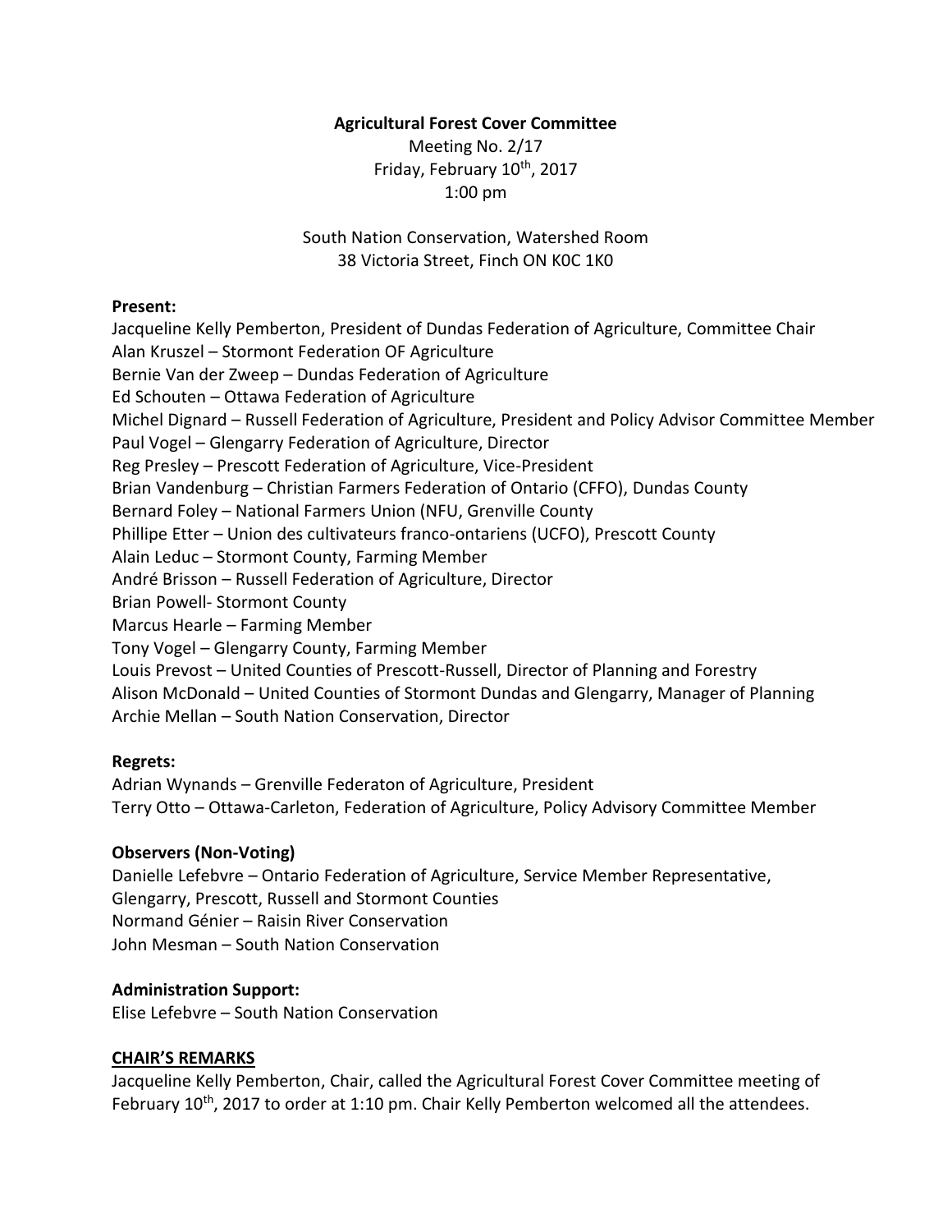**Agricultural Forest Cover Committee**

Meeting No. 2/17

Friday, February 10th, 2017

1:00 pm

South Nation Conservation, Watershed Room

38 Victoria Street, Finch ON K0C 1K0

**Present:**

Jacqueline Kelly Pemberton, President of Dundas Federation of Agriculture, Committee Chair
Alan Kruszel – Stormont Federation OF Agriculture
Bernie Van der Zweep – Dundas Federation of Agriculture
Ed Schouten – Ottawa Federation of Agriculture
Michel Dignard – Russell Federation of Agriculture, President and Policy Advisor Committee Member
Paul Vogel – Glengarry Federation of Agriculture, Director
Reg Presley – Prescott Federation of Agriculture, Vice-President
Brian Vandenburg – Christian Farmers Federation of Ontario (CFFO), Dundas County
Bernard Foley – National Farmers Union (NFU, Grenville County
Phillipe Etter – Union des cultivateurs franco-ontariens (UCFO), Prescott County
Alain Leduc – Stormont County, Farming Member
André Brisson – Russell Federation of Agriculture, Director
Brian Powell- Stormont County
Marcus Hearle – Farming Member
Tony Vogel – Glengarry County, Farming Member
Louis Prevost – United Counties of Prescott-Russell, Director of Planning and Forestry
Alison McDonald – United Counties of Stormont Dundas and Glengarry, Manager of Planning
Archie Mellan – South Nation Conservation, Director

**Regrets:**

Adrian Wynands – Grenville Federaton of Agriculture, President
Terry Otto – Ottawa-Carleton, Federation of Agriculture, Policy Advisory Committee Member

**Observers (Non-Voting)**

Danielle Lefebvre – Ontario Federation of Agriculture, Service Member Representative, Glengarry, Prescott, Russell and Stormont Counties
Normand Génier – Raisin River Conservation
John Mesman – South Nation Conservation

**Administration Support:**

Elise Lefebvre – South Nation Conservation

**CHAIR'S REMARKS**

Jacqueline Kelly Pemberton, Chair, called the Agricultural Forest Cover Committee meeting of February 10th, 2017 to order at 1:10 pm. Chair Kelly Pemberton welcomed all the attendees.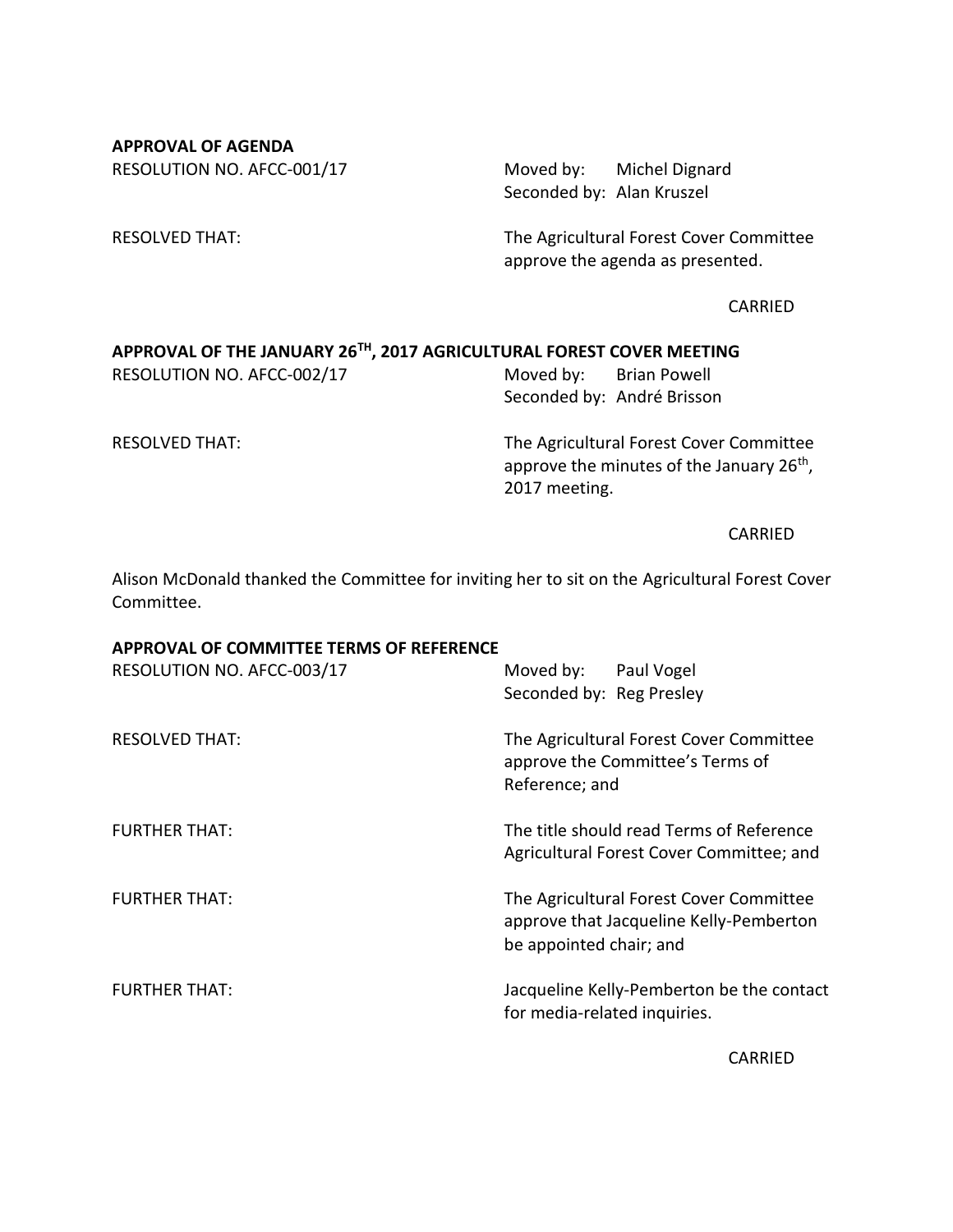**APPROVAL OF AGENDA**

RESOLUTION NO. AFCC-001/17

Moved by: Michel Dignard
Seconded by: Alan Kruszel

RESOLVED THAT: The Agricultural Forest Cover Committee approve the agenda as presented.

CARRIED

**APPROVAL OF THE JANUARY 26TH, 2017 AGRICULTURAL FOREST COVER MEETING**

RESOLUTION NO. AFCC-002/17

Moved by: Brian Powell
Seconded by: André Brisson

RESOLVED THAT: The Agricultural Forest Cover Committee approve the minutes of the January 26th, 2017 meeting.

CARRIED

Alison McDonald thanked the Committee for inviting her to sit on the Agricultural Forest Cover Committee.

**APPROVAL OF COMMITTEE TERMS OF REFERENCE**

RESOLUTION NO. AFCC-003/17

Moved by: Paul Vogel
Seconded by: Reg Presley

RESOLVED THAT: The Agricultural Forest Cover Committee approve the Committee's Terms of Reference; and

FURTHER THAT: The title should read Terms of Reference Agricultural Forest Cover Committee; and

FURTHER THAT: The Agricultural Forest Cover Committee approve that Jacqueline Kelly-Pemberton be appointed chair; and

FURTHER THAT: Jacqueline Kelly-Pemberton be the contact for media-related inquiries.

CARRIED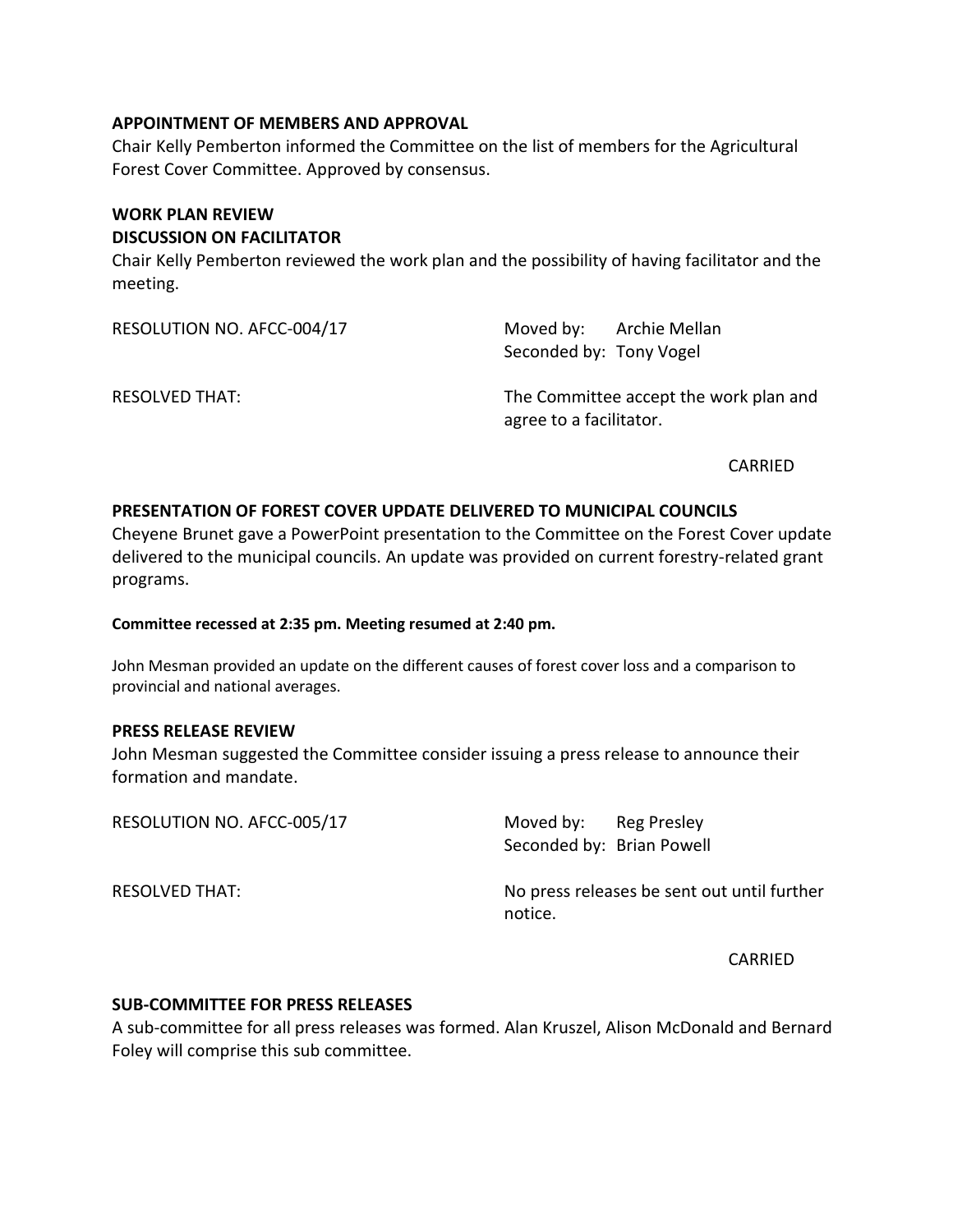**APPOINTMENT OF MEMBERS AND APPROVAL**

Chair Kelly Pemberton informed the Committee on the list of members for the Agricultural Forest Cover Committee. Approved by consensus.

**WORK PLAN REVIEW**

**DISCUSSION ON FACILITATOR**

Chair Kelly Pemberton reviewed the work plan and the possibility of having facilitator and the meeting.

RESOLUTION NO. AFCC-004/17 — Moved by: Archie Mellan; Seconded by: Tony Vogel

RESOLVED THAT: The Committee accept the work plan and agree to a facilitator.

CARRIED

**PRESENTATION OF FOREST COVER UPDATE DELIVERED TO MUNICIPAL COUNCILS**

Cheyene Brunet gave a PowerPoint presentation to the Committee on the Forest Cover update delivered to the municipal councils. An update was provided on current forestry-related grant programs.

**Committee recessed at 2:35 pm. Meeting resumed at 2:40 pm.**

John Mesman provided an update on the different causes of forest cover loss and a comparison to provincial and national averages.

**PRESS RELEASE REVIEW**

John Mesman suggested the Committee consider issuing a press release to announce their formation and mandate.

RESOLUTION NO. AFCC-005/17 — Moved by: Reg Presley; Seconded by: Brian Powell

RESOLVED THAT: No press releases be sent out until further notice.

CARRIED

**SUB-COMMITTEE FOR PRESS RELEASES**

A sub-committee for all press releases was formed. Alan Kruszel, Alison McDonald and Bernard Foley will comprise this sub committee.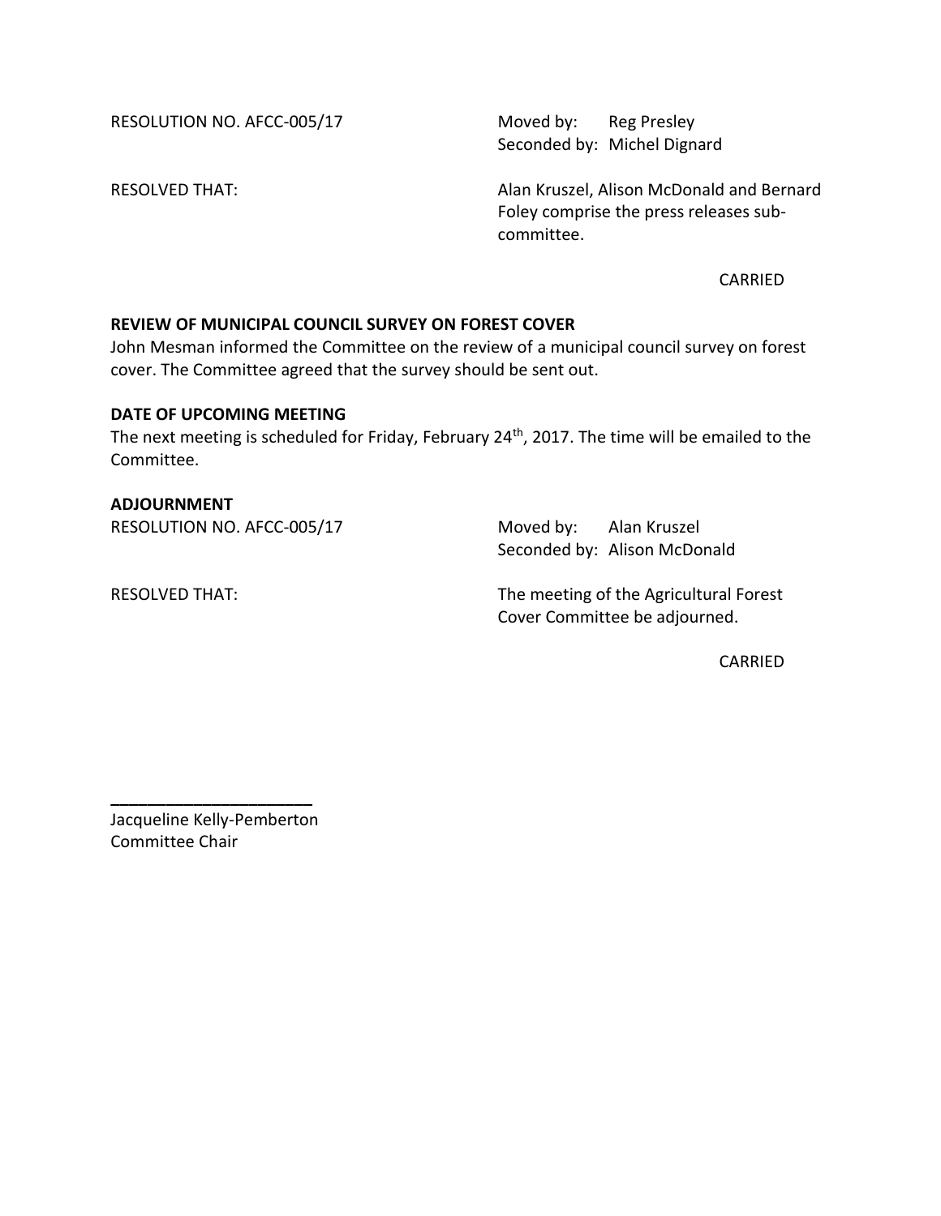RESOLUTION NO. AFCC-005/17

Moved by: Reg Presley
Seconded by: Michel Dignard

RESOLVED THAT:

Alan Kruszel, Alison McDonald and Bernard Foley comprise the press releases sub-committee.

CARRIED

**REVIEW OF MUNICIPAL COUNCIL SURVEY ON FOREST COVER**

John Mesman informed the Committee on the review of a municipal council survey on forest cover. The Committee agreed that the survey should be sent out.

**DATE OF UPCOMING MEETING**

The next meeting is scheduled for Friday, February 24th, 2017. The time will be emailed to the Committee.

**ADJOURNMENT**

RESOLUTION NO. AFCC-005/17

Moved by: Alan Kruszel
Seconded by: Alison McDonald

RESOLVED THAT:

The meeting of the Agricultural Forest Cover Committee be adjourned.

CARRIED

______________________

Jacqueline Kelly-Pemberton
Committee Chair